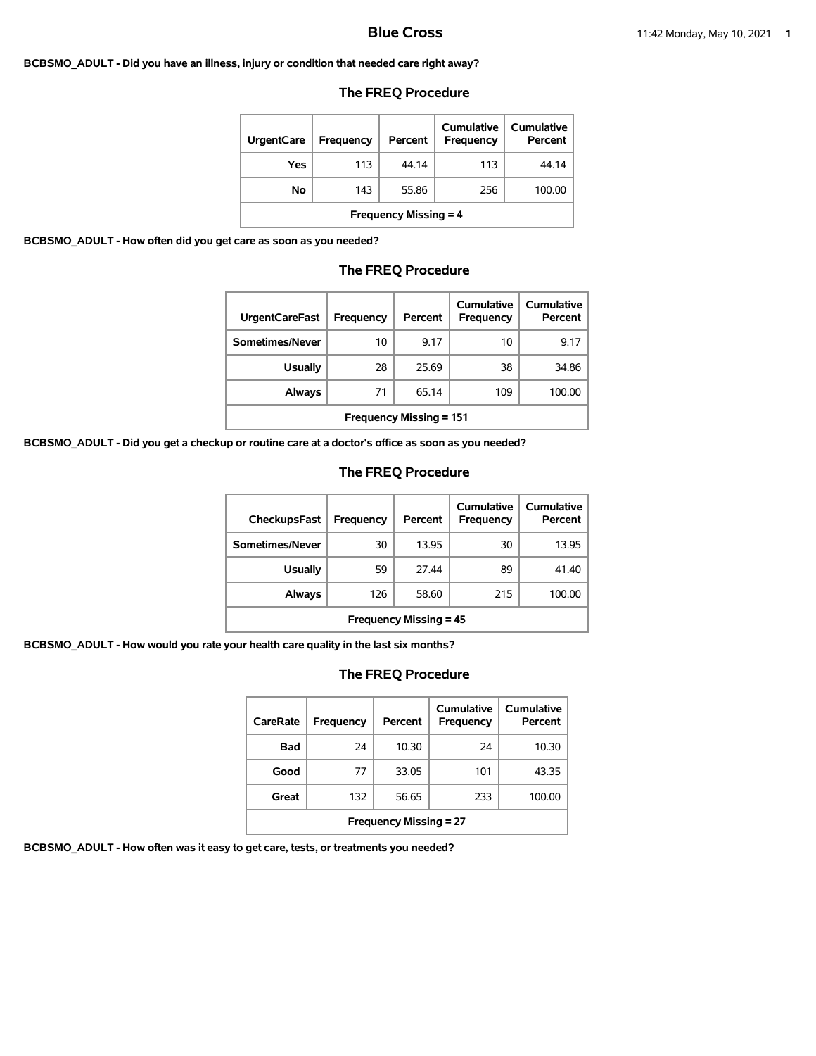# Blue Cross

**BCBSMO_ADULT - Did you have an illness, injury or condition that needed care right away?**

## The FREQ Procedure

| UrgentCare | Frequency | Percent | Cumulative Frequency | Cumulative Percent |
|---|---|---|---|---|
| Yes | 113 | 44.14 | 113 | 44.14 |
| No | 143 | 55.86 | 256 | 100.00 |
| Frequency Missing = 4 | | | | |

**BCBSMO_ADULT - How often did you get care as soon as you needed?**

## The FREQ Procedure

| UrgentCareFast | Frequency | Percent | Cumulative Frequency | Cumulative Percent |
|---|---|---|---|---|
| Sometimes/Never | 10 | 9.17 | 10 | 9.17 |
| Usually | 28 | 25.69 | 38 | 34.86 |
| Always | 71 | 65.14 | 109 | 100.00 |
| Frequency Missing = 151 | | | | |

**BCBSMO_ADULT - Did you get a checkup or routine care at a doctor's office as soon as you needed?**

## The FREQ Procedure

| CheckupsFast | Frequency | Percent | Cumulative Frequency | Cumulative Percent |
|---|---|---|---|---|
| Sometimes/Never | 30 | 13.95 | 30 | 13.95 |
| Usually | 59 | 27.44 | 89 | 41.40 |
| Always | 126 | 58.60 | 215 | 100.00 |
| Frequency Missing = 45 | | | | |

**BCBSMO_ADULT - How would you rate your health care quality in the last six months?**

## The FREQ Procedure

| CareRate | Frequency | Percent | Cumulative Frequency | Cumulative Percent |
|---|---|---|---|---|
| Bad | 24 | 10.30 | 24 | 10.30 |
| Good | 77 | 33.05 | 101 | 43.35 |
| Great | 132 | 56.65 | 233 | 100.00 |
| Frequency Missing = 27 | | | | |

**BCBSMO_ADULT - How often was it easy to get care, tests, or treatments you needed?**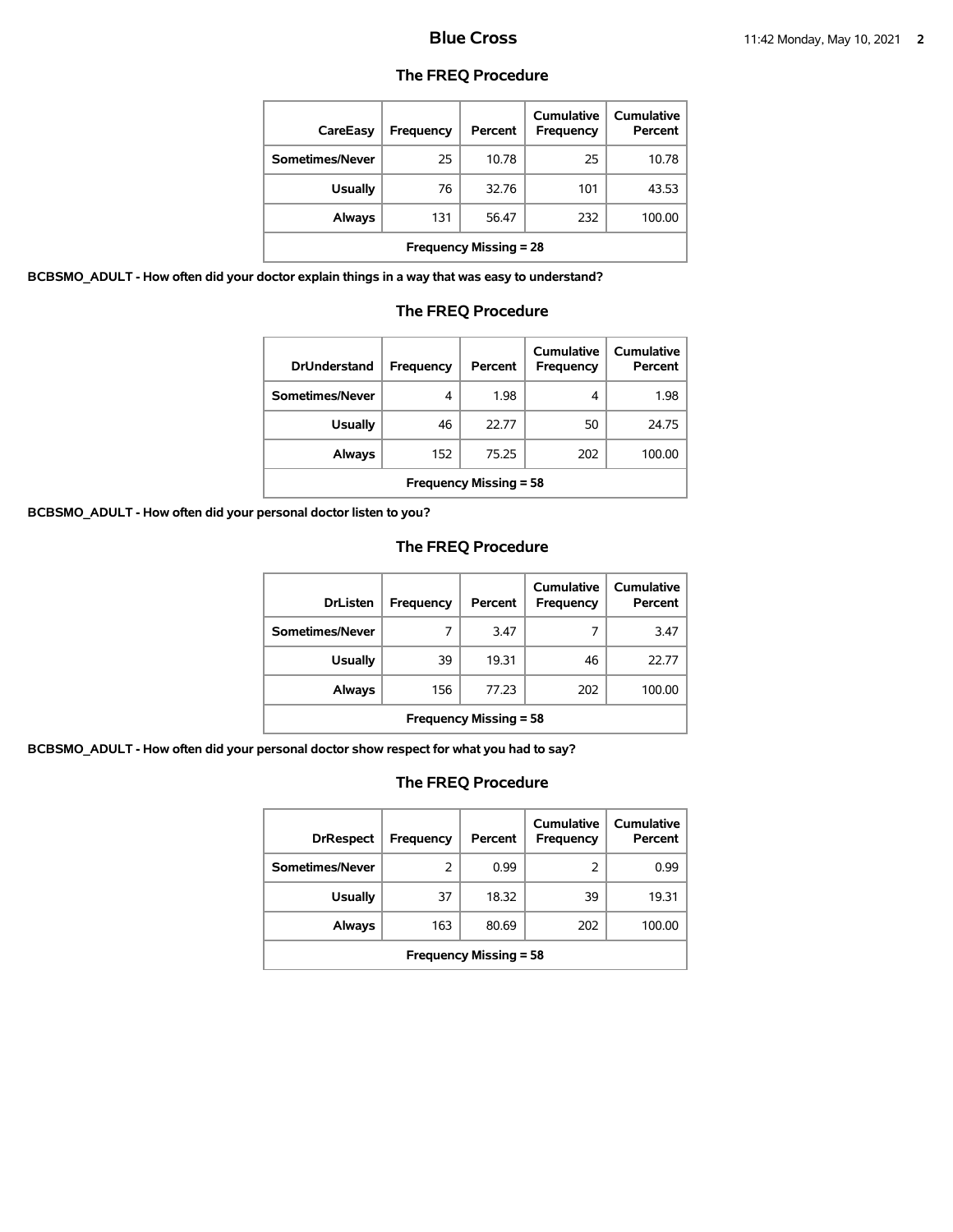## The FREQ Procedure

| CareEasy | Frequency | Percent | Cumulative Frequency | Cumulative Percent |
|---|---|---|---|---|
| Sometimes/Never | 25 | 10.78 | 25 | 10.78 |
| Usually | 76 | 32.76 | 101 | 43.53 |
| Always | 131 | 56.47 | 232 | 100.00 |
| Frequency Missing = 28 | | | | |

**BCBSMO_ADULT - How often did your doctor explain things in a way that was easy to understand?**

## The FREQ Procedure

| DrUnderstand | Frequency | Percent | Cumulative Frequency | Cumulative Percent |
|---|---|---|---|---|
| Sometimes/Never | 4 | 1.98 | 4 | 1.98 |
| Usually | 46 | 22.77 | 50 | 24.75 |
| Always | 152 | 75.25 | 202 | 100.00 |
| Frequency Missing = 58 | | | | |

**BCBSMO_ADULT - How often did your personal doctor listen to you?**

## The FREQ Procedure

| DrListen | Frequency | Percent | Cumulative Frequency | Cumulative Percent |
|---|---|---|---|---|
| Sometimes/Never | 7 | 3.47 | 7 | 3.47 |
| Usually | 39 | 19.31 | 46 | 22.77 |
| Always | 156 | 77.23 | 202 | 100.00 |
| Frequency Missing = 58 | | | | |

**BCBSMO_ADULT - How often did your personal doctor show respect for what you had to say?**

## The FREQ Procedure

| DrRespect | Frequency | Percent | Cumulative Frequency | Cumulative Percent |
|---|---|---|---|---|
| Sometimes/Never | 2 | 0.99 | 2 | 0.99 |
| Usually | 37 | 18.32 | 39 | 19.31 |
| Always | 163 | 80.69 | 202 | 100.00 |
| Frequency Missing = 58 | | | | |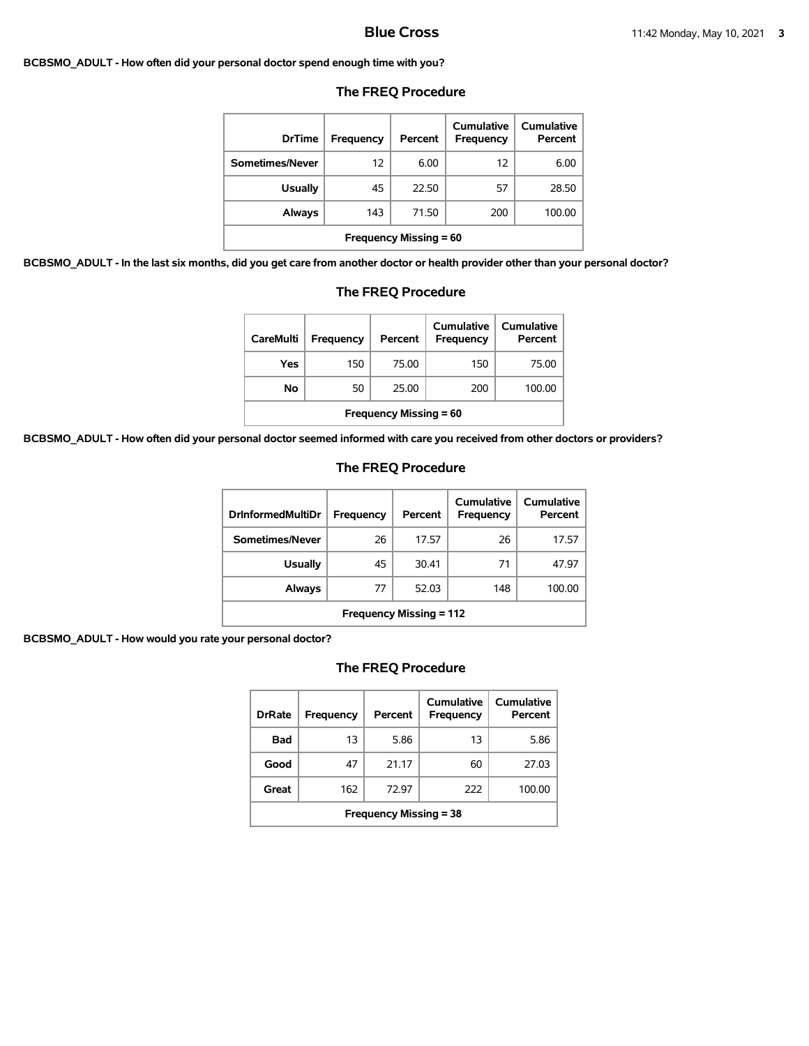**BCBSMO_ADULT - How often did your personal doctor spend enough time with you?**

## The FREQ Procedure

| DrTime | Frequency | Percent | Cumulative Frequency | Cumulative Percent |
|---|---|---|---|---|
| Sometimes/Never | 12 | 6.00 | 12 | 6.00 |
| Usually | 45 | 22.50 | 57 | 28.50 |
| Always | 143 | 71.50 | 200 | 100.00 |
| Frequency Missing = 60 | | | | |

**BCBSMO_ADULT - In the last six months, did you get care from another doctor or health provider other than your personal doctor?**

## The FREQ Procedure

| CareMulti | Frequency | Percent | Cumulative Frequency | Cumulative Percent |
|---|---|---|---|---|
| Yes | 150 | 75.00 | 150 | 75.00 |
| No | 50 | 25.00 | 200 | 100.00 |
| Frequency Missing = 60 | | | | |

**BCBSMO_ADULT - How often did your personal doctor seemed informed with care you received from other doctors or providers?**

## The FREQ Procedure

| DrInformedMultiDr | Frequency | Percent | Cumulative Frequency | Cumulative Percent |
|---|---|---|---|---|
| Sometimes/Never | 26 | 17.57 | 26 | 17.57 |
| Usually | 45 | 30.41 | 71 | 47.97 |
| Always | 77 | 52.03 | 148 | 100.00 |
| Frequency Missing = 112 | | | | |

**BCBSMO_ADULT - How would you rate your personal doctor?**

## The FREQ Procedure

| DrRate | Frequency | Percent | Cumulative Frequency | Cumulative Percent |
|---|---|---|---|---|
| Bad | 13 | 5.86 | 13 | 5.86 |
| Good | 47 | 21.17 | 60 | 27.03 |
| Great | 162 | 72.97 | 222 | 100.00 |
| Frequency Missing = 38 | | | | |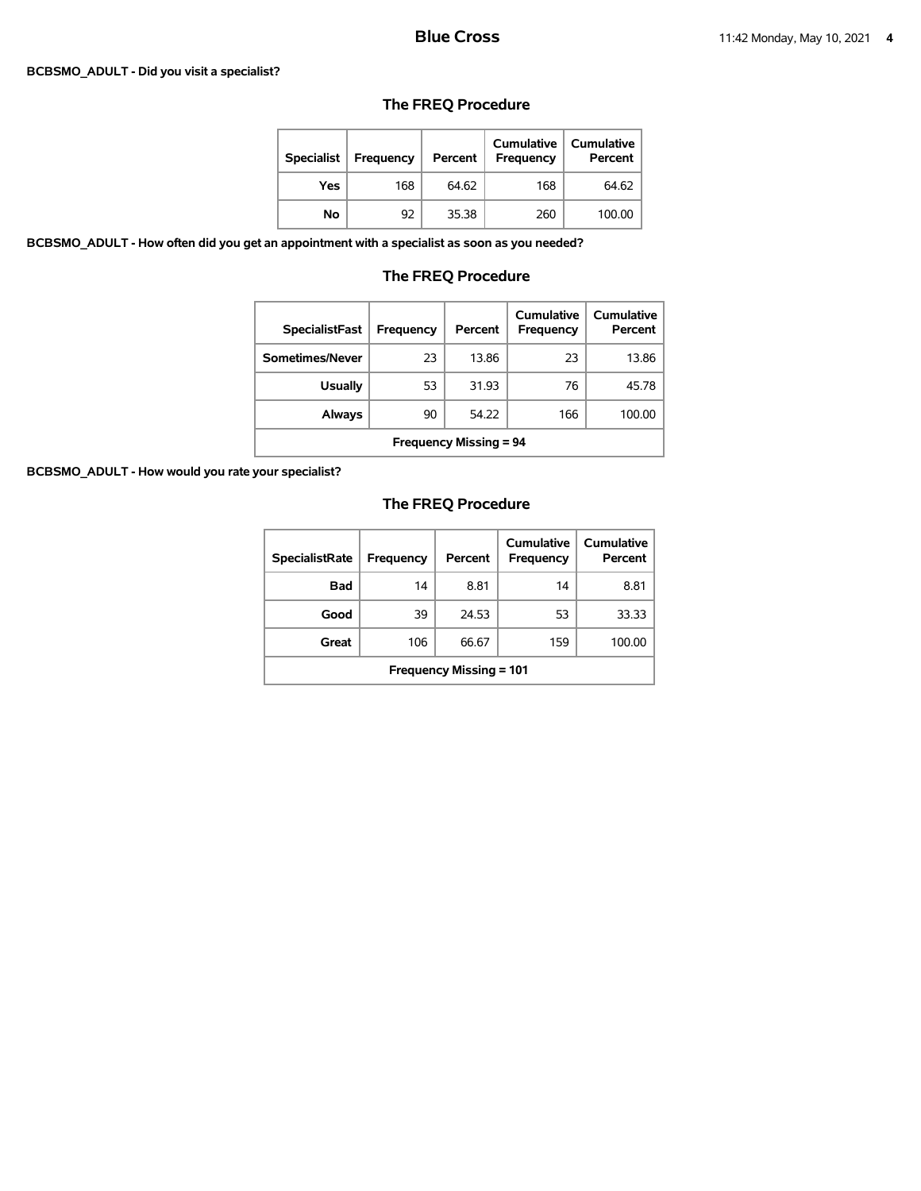**BCBSMO_ADULT - Did you visit a specialist?**

## The FREQ Procedure

| Specialist | Frequency | Percent | Cumulative Frequency | Cumulative Percent |
|---|---|---|---|---|
| Yes | 168 | 64.62 | 168 | 64.62 |
| No | 92 | 35.38 | 260 | 100.00 |

**BCBSMO_ADULT - How often did you get an appointment with a specialist as soon as you needed?**

## The FREQ Procedure

| SpecialistFast | Frequency | Percent | Cumulative Frequency | Cumulative Percent |
|---|---|---|---|---|
| Sometimes/Never | 23 | 13.86 | 23 | 13.86 |
| Usually | 53 | 31.93 | 76 | 45.78 |
| Always | 90 | 54.22 | 166 | 100.00 |
| Frequency Missing = 94 | | | | |

**BCBSMO_ADULT - How would you rate your specialist?**

## The FREQ Procedure

| SpecialistRate | Frequency | Percent | Cumulative Frequency | Cumulative Percent |
|---|---|---|---|---|
| Bad | 14 | 8.81 | 14 | 8.81 |
| Good | 39 | 24.53 | 53 | 33.33 |
| Great | 106 | 66.67 | 159 | 100.00 |
| Frequency Missing = 101 | | | | |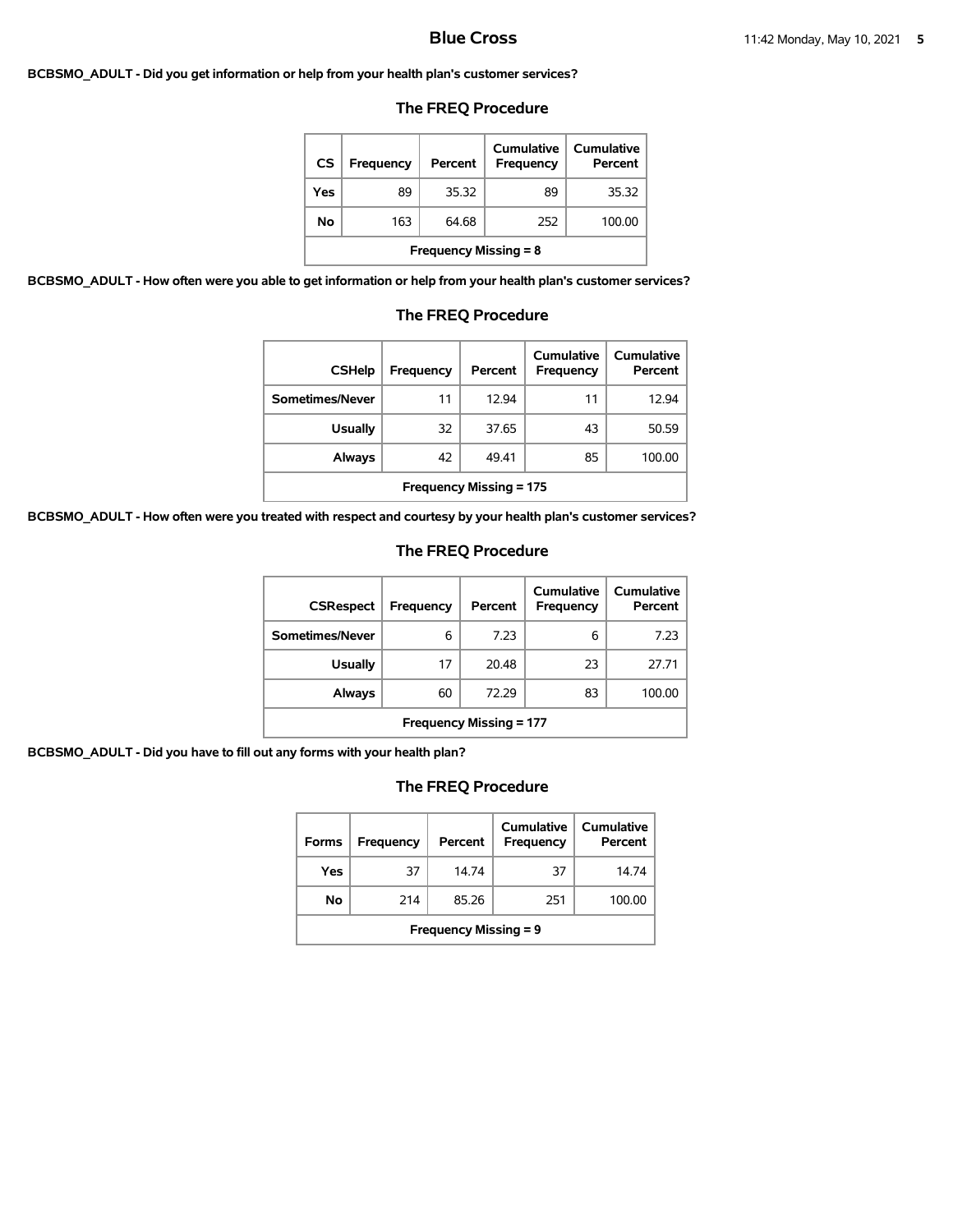**BCBSMO_ADULT - Did you get information or help from your health plan's customer services?**

### The FREQ Procedure

| CS | Frequency | Percent | Cumulative Frequency | Cumulative Percent |
|---|---|---|---|---|
| Yes | 89 | 35.32 | 89 | 35.32 |
| No | 163 | 64.68 | 252 | 100.00 |
| Frequency Missing = 8 | | | | |

**BCBSMO_ADULT - How often were you able to get information or help from your health plan's customer services?**

### The FREQ Procedure

| CSHelp | Frequency | Percent | Cumulative Frequency | Cumulative Percent |
|---|---|---|---|---|
| Sometimes/Never | 11 | 12.94 | 11 | 12.94 |
| Usually | 32 | 37.65 | 43 | 50.59 |
| Always | 42 | 49.41 | 85 | 100.00 |
| Frequency Missing = 175 | | | | |

**BCBSMO_ADULT - How often were you treated with respect and courtesy by your health plan's customer services?**

### The FREQ Procedure

| CSRespect | Frequency | Percent | Cumulative Frequency | Cumulative Percent |
|---|---|---|---|---|
| Sometimes/Never | 6 | 7.23 | 6 | 7.23 |
| Usually | 17 | 20.48 | 23 | 27.71 |
| Always | 60 | 72.29 | 83 | 100.00 |
| Frequency Missing = 177 | | | | |

**BCBSMO_ADULT - Did you have to fill out any forms with your health plan?**

### The FREQ Procedure

| Forms | Frequency | Percent | Cumulative Frequency | Cumulative Percent |
|---|---|---|---|---|
| Yes | 37 | 14.74 | 37 | 14.74 |
| No | 214 | 85.26 | 251 | 100.00 |
| Frequency Missing = 9 | | | | |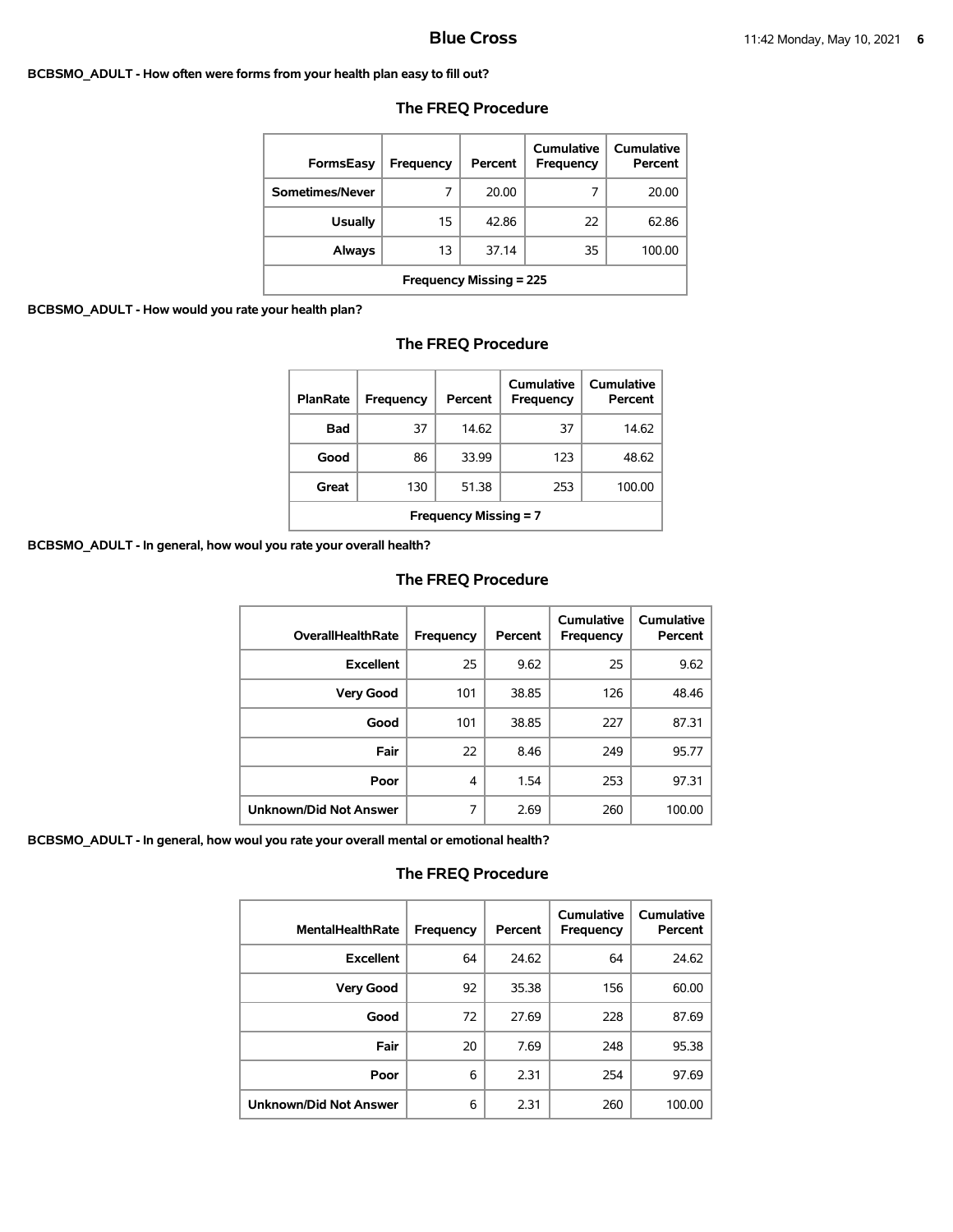**BCBSMO_ADULT - How often were forms from your health plan easy to fill out?**

## The FREQ Procedure

| FormsEasy | Frequency | Percent | Cumulative Frequency | Cumulative Percent |
|---|---|---|---|---|
| Sometimes/Never | 7 | 20.00 | 7 | 20.00 |
| Usually | 15 | 42.86 | 22 | 62.86 |
| Always | 13 | 37.14 | 35 | 100.00 |
| Frequency Missing = 225 | | | | |

**BCBSMO_ADULT - How would you rate your health plan?**

## The FREQ Procedure

| PlanRate | Frequency | Percent | Cumulative Frequency | Cumulative Percent |
|---|---|---|---|---|
| Bad | 37 | 14.62 | 37 | 14.62 |
| Good | 86 | 33.99 | 123 | 48.62 |
| Great | 130 | 51.38 | 253 | 100.00 |
| Frequency Missing = 7 | | | | |

**BCBSMO_ADULT - In general, how woul you rate your overall health?**

## The FREQ Procedure

| OverallHealthRate | Frequency | Percent | Cumulative Frequency | Cumulative Percent |
|---|---|---|---|---|
| Excellent | 25 | 9.62 | 25 | 9.62 |
| Very Good | 101 | 38.85 | 126 | 48.46 |
| Good | 101 | 38.85 | 227 | 87.31 |
| Fair | 22 | 8.46 | 249 | 95.77 |
| Poor | 4 | 1.54 | 253 | 97.31 |
| Unknown/Did Not Answer | 7 | 2.69 | 260 | 100.00 |

**BCBSMO_ADULT - In general, how woul you rate your overall mental or emotional health?**

## The FREQ Procedure

| MentalHealthRate | Frequency | Percent | Cumulative Frequency | Cumulative Percent |
|---|---|---|---|---|
| Excellent | 64 | 24.62 | 64 | 24.62 |
| Very Good | 92 | 35.38 | 156 | 60.00 |
| Good | 72 | 27.69 | 228 | 87.69 |
| Fair | 20 | 7.69 | 248 | 95.38 |
| Poor | 6 | 2.31 | 254 | 97.69 |
| Unknown/Did Not Answer | 6 | 2.31 | 260 | 100.00 |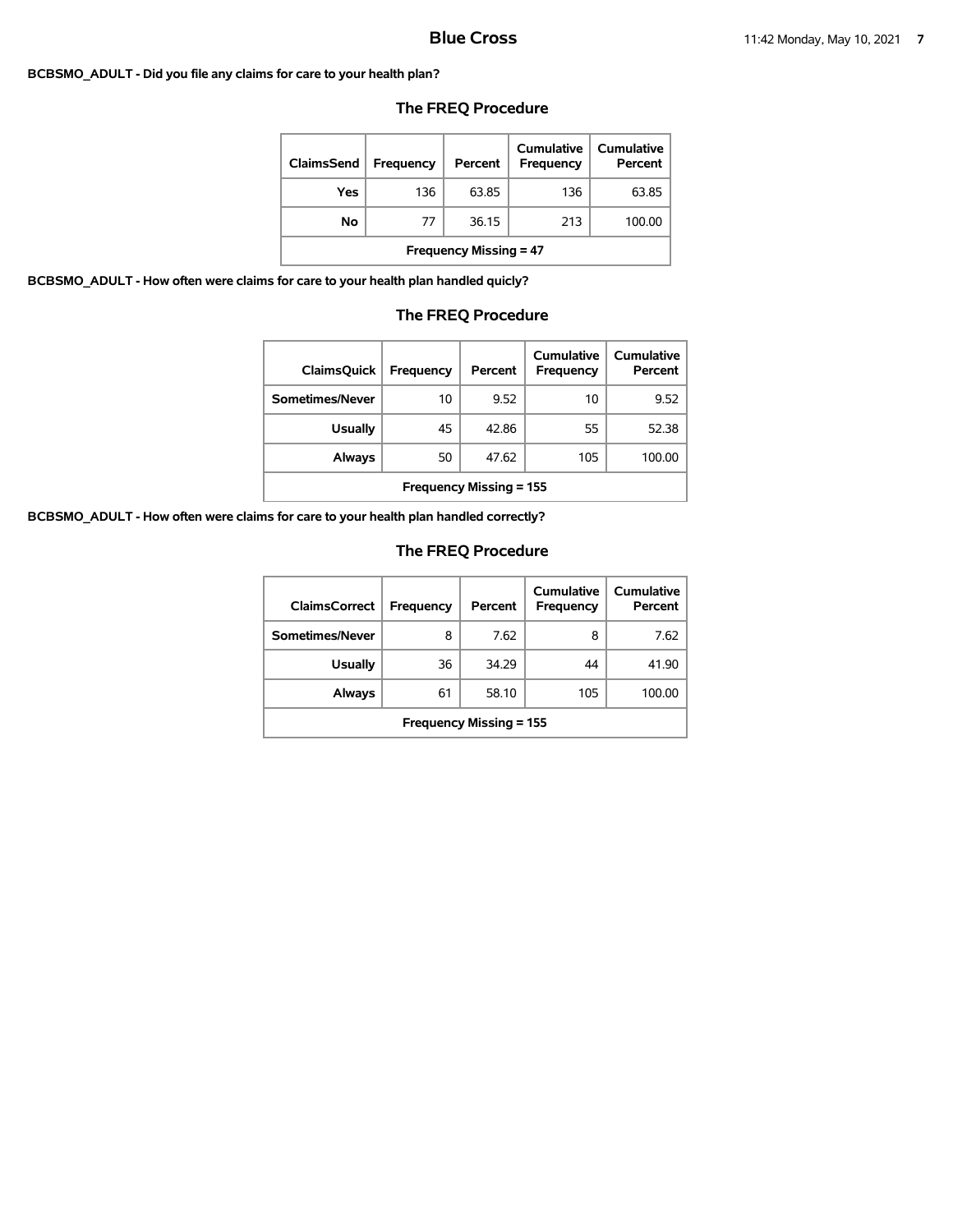**BCBSMO_ADULT - Did you file any claims for care to your health plan?**

## The FREQ Procedure

| ClaimsSend | Frequency | Percent | Cumulative Frequency | Cumulative Percent |
|---|---|---|---|---|
| Yes | 136 | 63.85 | 136 | 63.85 |
| No | 77 | 36.15 | 213 | 100.00 |
| Frequency Missing = 47 | | | | |

**BCBSMO_ADULT - How often were claims for care to your health plan handled quicly?**

## The FREQ Procedure

| ClaimsQuick | Frequency | Percent | Cumulative Frequency | Cumulative Percent |
|---|---|---|---|---|
| Sometimes/Never | 10 | 9.52 | 10 | 9.52 |
| Usually | 45 | 42.86 | 55 | 52.38 |
| Always | 50 | 47.62 | 105 | 100.00 |
| Frequency Missing = 155 | | | | |

**BCBSMO_ADULT - How often were claims for care to your health plan handled correctly?**

## The FREQ Procedure

| ClaimsCorrect | Frequency | Percent | Cumulative Frequency | Cumulative Percent |
|---|---|---|---|---|
| Sometimes/Never | 8 | 7.62 | 8 | 7.62 |
| Usually | 36 | 34.29 | 44 | 41.90 |
| Always | 61 | 58.10 | 105 | 100.00 |
| Frequency Missing = 155 | | | | |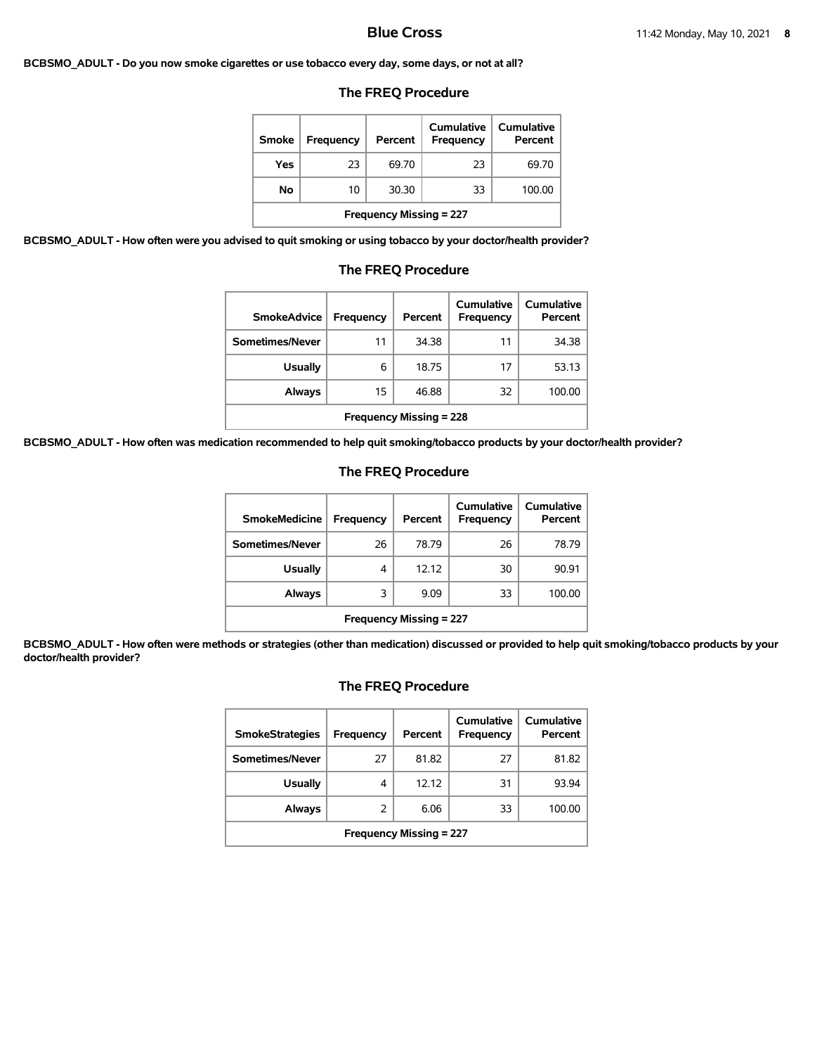**BCBSMO_ADULT - Do you now smoke cigarettes or use tobacco every day, some days, or not at all?**

### The FREQ Procedure

| Smoke | Frequency | Percent | Cumulative Frequency | Cumulative Percent |
|---|---|---|---|---|
| Yes | 23 | 69.70 | 23 | 69.70 |
| No | 10 | 30.30 | 33 | 100.00 |
| Frequency Missing = 227 | | | | |

**BCBSMO_ADULT - How often were you advised to quit smoking or using tobacco by your doctor/health provider?**

### The FREQ Procedure

| SmokeAdvice | Frequency | Percent | Cumulative Frequency | Cumulative Percent |
|---|---|---|---|---|
| Sometimes/Never | 11 | 34.38 | 11 | 34.38 |
| Usually | 6 | 18.75 | 17 | 53.13 |
| Always | 15 | 46.88 | 32 | 100.00 |
| Frequency Missing = 228 | | | | |

**BCBSMO_ADULT - How often was medication recommended to help quit smoking/tobacco products by your doctor/health provider?**

### The FREQ Procedure

| SmokeMedicine | Frequency | Percent | Cumulative Frequency | Cumulative Percent |
|---|---|---|---|---|
| Sometimes/Never | 26 | 78.79 | 26 | 78.79 |
| Usually | 4 | 12.12 | 30 | 90.91 |
| Always | 3 | 9.09 | 33 | 100.00 |
| Frequency Missing = 227 | | | | |

**BCBSMO_ADULT - How often were methods or strategies (other than medication) discussed or provided to help quit smoking/tobacco products by your doctor/health provider?**

### The FREQ Procedure

| SmokeStrategies | Frequency | Percent | Cumulative Frequency | Cumulative Percent |
|---|---|---|---|---|
| Sometimes/Never | 27 | 81.82 | 27 | 81.82 |
| Usually | 4 | 12.12 | 31 | 93.94 |
| Always | 2 | 6.06 | 33 | 100.00 |
| Frequency Missing = 227 | | | | |